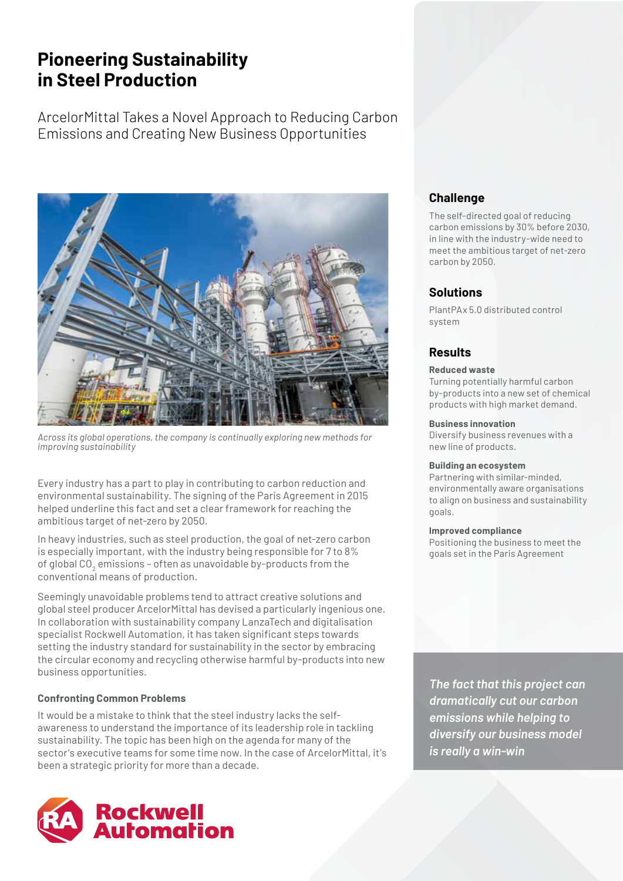# Pioneering Sustainability in Steel Production

ArcelorMittal Takes a Novel Approach to Reducing Carbon Emissions and Creating New Business Opportunities

*Across its global operations, the company is continually exploring new methods for improving sustainability*

Every industry has a part to play in contributing to carbon reduction and environmental sustainability. The signing of the Paris Agreement in 2015 helped underline this fact and set a clear framework for reaching the ambitious target of net-zero by 2050.

In heavy industries, such as steel production, the goal of net-zero carbon is especially important, with the industry being responsible for 7 to 8% of global $CO_2$ emissions – often as unavoidable by-products from the conventional means of production.

Seemingly unavoidable problems tend to attract creative solutions and global steel producer ArcelorMittal has devised a particularly ingenious one. In collaboration with sustainability company LanzaTech and digitalisation specialist Rockwell Automation, it has taken significant steps towards setting the industry standard for sustainability in the sector by embracing the circular economy and recycling otherwise harmful by-products into new business opportunities.

### Confronting Common Problems

It would be a mistake to think that the steel industry lacks the self-awareness to understand the importance of its leadership role in tackling sustainability. The topic has been high on the agenda for many of the sector's executive teams for some time now. In the case of ArcelorMittal, it's been a strategic priority for more than a decade.

## Challenge

The self-directed goal of reducing carbon emissions by 30% before 2030, in line with the industry-wide need to meet the ambitious target of net-zero carbon by 2050.

## Solutions

PlantPAx 5.0 distributed control system

## Results

**Reduced waste**
Turning potentially harmful carbon by-products into a new set of chemical products with high market demand.

**Business innovation**
Diversify business revenues with a new line of products.

**Building an ecosystem**
Partnering with similar-minded, environmentally aware organisations to align on business and sustainability goals.

**Improved compliance**
Positioning the business to meet the goals set in the Paris Agreement

***The fact that this project can dramatically cut our carbon emissions while helping to diversify our business model is really a win-win***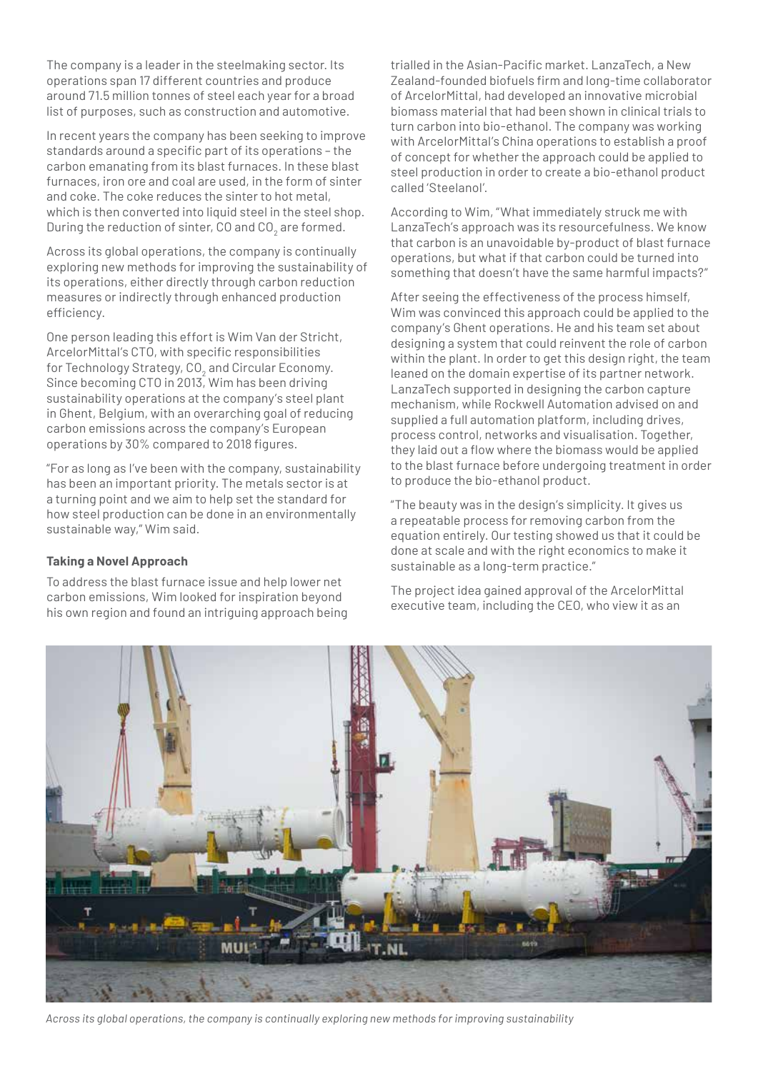The company is a leader in the steelmaking sector. Its operations span 17 different countries and produce around 71.5 million tonnes of steel each year for a broad list of purposes, such as construction and automotive.

In recent years the company has been seeking to improve standards around a specific part of its operations – the carbon emanating from its blast furnaces. In these blast furnaces, iron ore and coal are used, in the form of sinter and coke. The coke reduces the sinter to hot metal, which is then converted into liquid steel in the steel shop. During the reduction of sinter, CO and $CO_2$ are formed.

Across its global operations, the company is continually exploring new methods for improving the sustainability of its operations, either directly through carbon reduction measures or indirectly through enhanced production efficiency.

One person leading this effort is Wim Van der Stricht, ArcelorMittal's CTO, with specific responsibilities for Technology Strategy, $CO_2$ and Circular Economy. Since becoming CTO in 2013, Wim has been driving sustainability operations at the company's steel plant in Ghent, Belgium, with an overarching goal of reducing carbon emissions across the company's European operations by 30% compared to 2018 figures.

"For as long as I've been with the company, sustainability has been an important priority. The metals sector is at a turning point and we aim to help set the standard for how steel production can be done in an environmentally sustainable way," Wim said.

**Taking a Novel Approach**

To address the blast furnace issue and help lower net carbon emissions, Wim looked for inspiration beyond his own region and found an intriguing approach being trialled in the Asian-Pacific market. LanzaTech, a New Zealand-founded biofuels firm and long-time collaborator of ArcelorMittal, had developed an innovative microbial biomass material that had been shown in clinical trials to turn carbon into bio-ethanol. The company was working with ArcelorMittal's China operations to establish a proof of concept for whether the approach could be applied to steel production in order to create a bio-ethanol product called 'Steelanol'.

According to Wim, "What immediately struck me with LanzaTech's approach was its resourcefulness. We know that carbon is an unavoidable by-product of blast furnace operations, but what if that carbon could be turned into something that doesn't have the same harmful impacts?"

After seeing the effectiveness of the process himself, Wim was convinced this approach could be applied to the company's Ghent operations. He and his team set about designing a system that could reinvent the role of carbon within the plant. In order to get this design right, the team leaned on the domain expertise of its partner network. LanzaTech supported in designing the carbon capture mechanism, while Rockwell Automation advised on and supplied a full automation platform, including drives, process control, networks and visualisation. Together, they laid out a flow where the biomass would be applied to the blast furnace before undergoing treatment in order to produce the bio-ethanol product.

"The beauty was in the design's simplicity. It gives us a repeatable process for removing carbon from the equation entirely. Our testing showed us that it could be done at scale and with the right economics to make it sustainable as a long-term practice."

The project idea gained approval of the ArcelorMittal executive team, including the CEO, who view it as an

*Across its global operations, the company is continually exploring new methods for improving sustainability*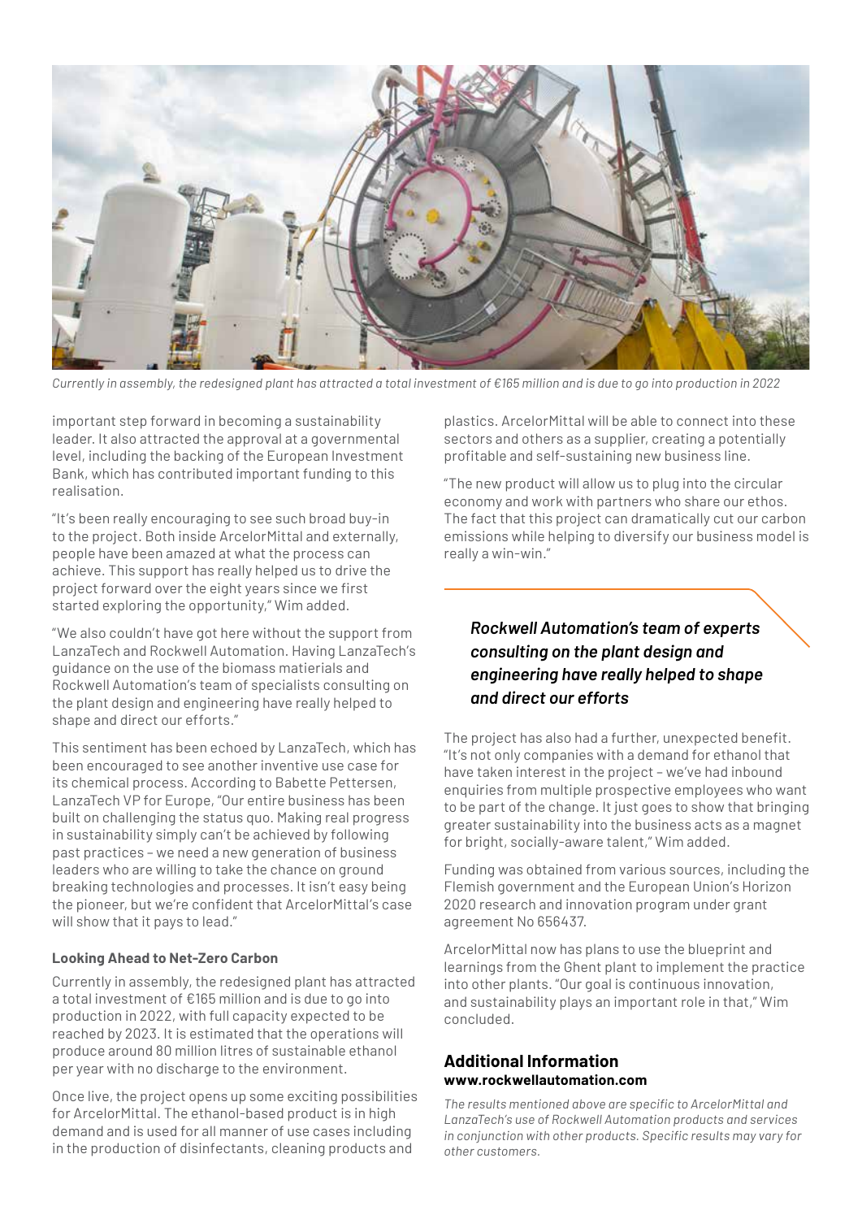*Currently in assembly, the redesigned plant has attracted a total investment of €165 million and is due to go into production in 2022*

important step forward in becoming a sustainability leader. It also attracted the approval at a governmental level, including the backing of the European Investment Bank, which has contributed important funding to this realisation.

"It's been really encouraging to see such broad buy-in to the project. Both inside ArcelorMittal and externally, people have been amazed at what the process can achieve. This support has really helped us to drive the project forward over the eight years since we first started exploring the opportunity," Wim added.

"We also couldn't have got here without the support from LanzaTech and Rockwell Automation. Having LanzaTech's guidance on the use of the biomass matierials and Rockwell Automation's team of specialists consulting on the plant design and engineering have really helped to shape and direct our efforts."

This sentiment has been echoed by LanzaTech, which has been encouraged to see another inventive use case for its chemical process. According to Babette Pettersen, LanzaTech VP for Europe, "Our entire business has been built on challenging the status quo. Making real progress in sustainability simply can't be achieved by following past practices – we need a new generation of business leaders who are willing to take the chance on ground breaking technologies and processes. It isn't easy being the pioneer, but we're confident that ArcelorMittal's case will show that it pays to lead."

**Looking Ahead to Net-Zero Carbon**

Currently in assembly, the redesigned plant has attracted a total investment of €165 million and is due to go into production in 2022, with full capacity expected to be reached by 2023. It is estimated that the operations will produce around 80 million litres of sustainable ethanol per year with no discharge to the environment.

Once live, the project opens up some exciting possibilities for ArcelorMittal. The ethanol-based product is in high demand and is used for all manner of use cases including in the production of disinfectants, cleaning products and plastics. ArcelorMittal will be able to connect into these sectors and others as a supplier, creating a potentially profitable and self-sustaining new business line.

"The new product will allow us to plug into the circular economy and work with partners who share our ethos. The fact that this project can dramatically cut our carbon emissions while helping to diversify our business model is really a win-win."

***Rockwell Automation's team of experts consulting on the plant design and engineering have really helped to shape and direct our efforts***

The project has also had a further, unexpected benefit. "It's not only companies with a demand for ethanol that have taken interest in the project – we've had inbound enquiries from multiple prospective employees who want to be part of the change. It just goes to show that bringing greater sustainability into the business acts as a magnet for bright, socially-aware talent," Wim added.

Funding was obtained from various sources, including the Flemish government and the European Union's Horizon 2020 research and innovation program under grant agreement No 656437.

ArcelorMittal now has plans to use the blueprint and learnings from the Ghent plant to implement the practice into other plants. "Our goal is continuous innovation, and sustainability plays an important role in that," Wim concluded.

## Additional Information

**www.rockwellautomation.com**

*The results mentioned above are specific to ArcelorMittal and LanzaTech's use of Rockwell Automation products and services in conjunction with other products. Specific results may vary for other customers.*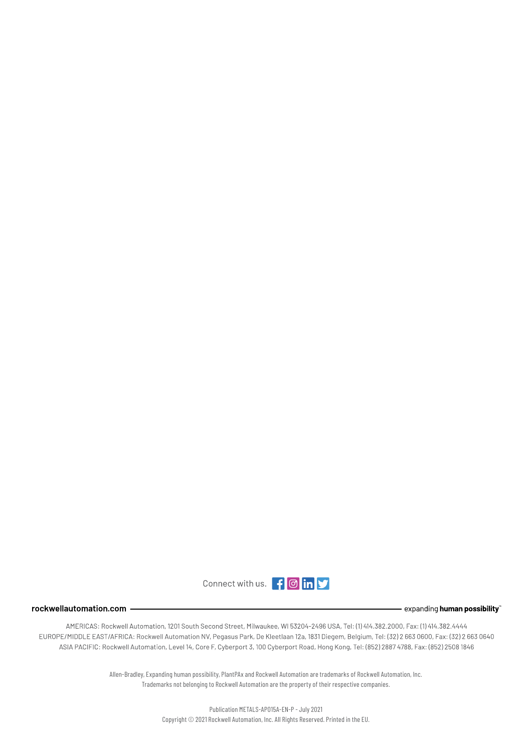Connect with us.

**rockwellautomation.com** — expanding **human possibility**™

AMERICAS: Rockwell Automation, 1201 South Second Street, Milwaukee, WI 53204-2496 USA, Tel: (1) 414.382.2000, Fax: (1) 414.382.4444
EUROPE/MIDDLE EAST/AFRICA: Rockwell Automation NV, Pegasus Park, De Kleetlaan 12a, 1831 Diegem, Belgium, Tel: (32) 2 663 0600, Fax: (32) 2 663 0640
ASIA PACIFIC: Rockwell Automation, Level 14, Core F, Cyberport 3, 100 Cyberport Road, Hong Kong, Tel: (852) 2887 4788, Fax: (852) 2508 1846

Allen-Bradley, Expanding human possibility, PlantPAx and Rockwell Automation are trademarks of Rockwell Automation, Inc.
Trademarks not belonging to Rockwell Automation are the property of their respective companies.

Publication METALS-AP015A-EN-P - July 2021
Copyright © 2021 Rockwell Automation, Inc. All Rights Reserved. Printed in the EU.